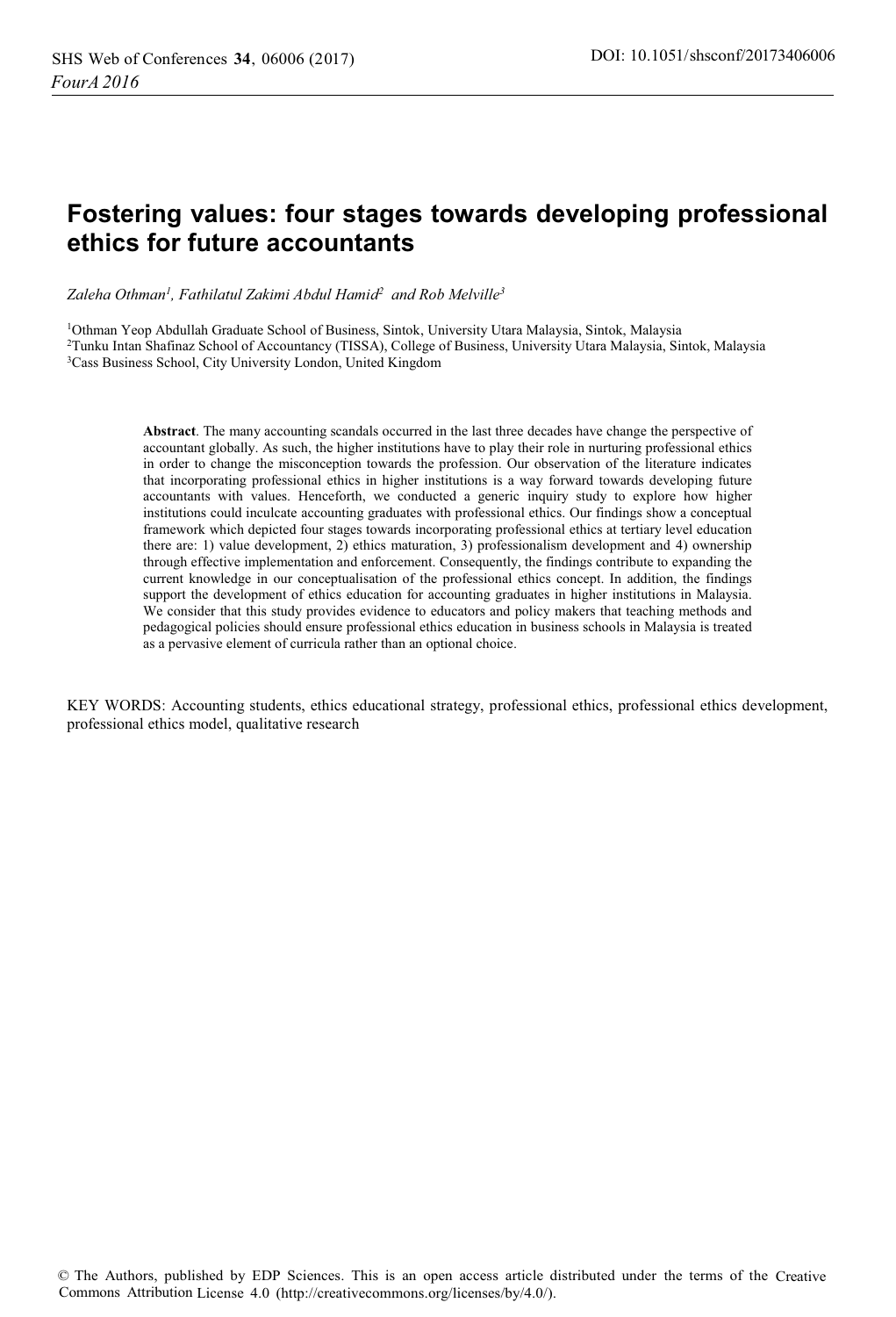# Fostering values: four stages towards developing professional ethics for future accountants

*Zaleha Othman[1], Fathilatul Zakimi Abdul Hamid[2] and Rob Melville[3]*

[1]Othman Yeop Abdullah Graduate School of Business, Sintok, University Utara Malaysia, Sintok, Malaysia
[2]Tunku Intan Shafinaz School of Accountancy (TISSA), College of Business, University Utara Malaysia, Sintok, Malaysia
[3]Cass Business School, City University London, United Kingdom

**Abstract**. The many accounting scandals occurred in the last three decades have change the perspective of accountant globally. As such, the higher institutions have to play their role in nurturing professional ethics in order to change the misconception towards the profession. Our observation of the literature indicates that incorporating professional ethics in higher institutions is a way forward towards developing future accountants with values. Henceforth, we conducted a generic inquiry study to explore how higher institutions could inculcate accounting graduates with professional ethics. Our findings show a conceptual framework which depicted four stages towards incorporating professional ethics at tertiary level education there are: 1) value development, 2) ethics maturation, 3) professionalism development and 4) ownership through effective implementation and enforcement. Consequently, the findings contribute to expanding the current knowledge in our conceptualisation of the professional ethics concept. In addition, the findings support the development of ethics education for accounting graduates in higher institutions in Malaysia. We consider that this study provides evidence to educators and policy makers that teaching methods and pedagogical policies should ensure professional ethics education in business schools in Malaysia is treated as a pervasive element of curricula rather than an optional choice.

KEY WORDS: Accounting students, ethics educational strategy, professional ethics, professional ethics development, professional ethics model, qualitative research

© The Authors, published by EDP Sciences. This is an open access article distributed under the terms of the Creative Commons Attribution License 4.0 (http://creativecommons.org/licenses/by/4.0/).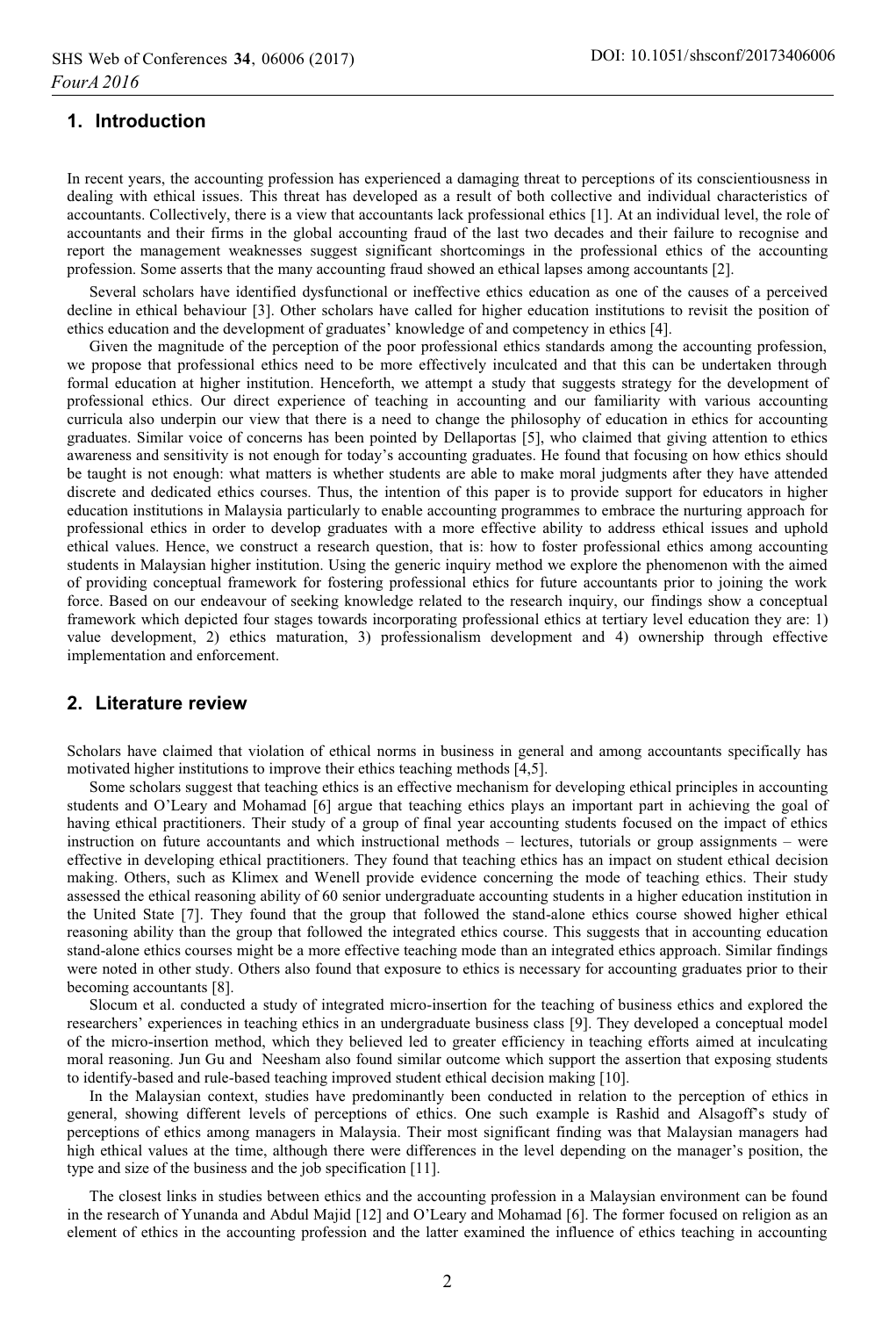## 1. Introduction

In recent years, the accounting profession has experienced a damaging threat to perceptions of its conscientiousness in dealing with ethical issues. This threat has developed as a result of both collective and individual characteristics of accountants. Collectively, there is a view that accountants lack professional ethics [1]. At an individual level, the role of accountants and their firms in the global accounting fraud of the last two decades and their failure to recognise and report the management weaknesses suggest significant shortcomings in the professional ethics of the accounting profession. Some asserts that the many accounting fraud showed an ethical lapses among accountants [2].

Several scholars have identified dysfunctional or ineffective ethics education as one of the causes of a perceived decline in ethical behaviour [3]. Other scholars have called for higher education institutions to revisit the position of ethics education and the development of graduates' knowledge of and competency in ethics [4].

Given the magnitude of the perception of the poor professional ethics standards among the accounting profession, we propose that professional ethics need to be more effectively inculcated and that this can be undertaken through formal education at higher institution. Henceforth, we attempt a study that suggests strategy for the development of professional ethics. Our direct experience of teaching in accounting and our familiarity with various accounting curricula also underpin our view that there is a need to change the philosophy of education in ethics for accounting graduates. Similar voice of concerns has been pointed by Dellaportas [5], who claimed that giving attention to ethics awareness and sensitivity is not enough for today's accounting graduates. He found that focusing on how ethics should be taught is not enough: what matters is whether students are able to make moral judgments after they have attended discrete and dedicated ethics courses. Thus, the intention of this paper is to provide support for educators in higher education institutions in Malaysia particularly to enable accounting programmes to embrace the nurturing approach for professional ethics in order to develop graduates with a more effective ability to address ethical issues and uphold ethical values. Hence, we construct a research question, that is: how to foster professional ethics among accounting students in Malaysian higher institution. Using the generic inquiry method we explore the phenomenon with the aimed of providing conceptual framework for fostering professional ethics for future accountants prior to joining the work force. Based on our endeavour of seeking knowledge related to the research inquiry, our findings show a conceptual framework which depicted four stages towards incorporating professional ethics at tertiary level education they are: 1) value development, 2) ethics maturation, 3) professionalism development and 4) ownership through effective implementation and enforcement.

## 2. Literature review

Scholars have claimed that violation of ethical norms in business in general and among accountants specifically has motivated higher institutions to improve their ethics teaching methods [4,5].

Some scholars suggest that teaching ethics is an effective mechanism for developing ethical principles in accounting students and O'Leary and Mohamad [6] argue that teaching ethics plays an important part in achieving the goal of having ethical practitioners. Their study of a group of final year accounting students focused on the impact of ethics instruction on future accountants and which instructional methods – lectures, tutorials or group assignments – were effective in developing ethical practitioners. They found that teaching ethics has an impact on student ethical decision making. Others, such as Klimex and Wenell provide evidence concerning the mode of teaching ethics. Their study assessed the ethical reasoning ability of 60 senior undergraduate accounting students in a higher education institution in the United State [7]. They found that the group that followed the stand-alone ethics course showed higher ethical reasoning ability than the group that followed the integrated ethics course. This suggests that in accounting education stand-alone ethics courses might be a more effective teaching mode than an integrated ethics approach. Similar findings were noted in other study. Others also found that exposure to ethics is necessary for accounting graduates prior to their becoming accountants [8].

Slocum et al. conducted a study of integrated micro-insertion for the teaching of business ethics and explored the researchers' experiences in teaching ethics in an undergraduate business class [9]. They developed a conceptual model of the micro-insertion method, which they believed led to greater efficiency in teaching efforts aimed at inculcating moral reasoning. Jun Gu and Neesham also found similar outcome which support the assertion that exposing students to identify-based and rule-based teaching improved student ethical decision making [10].

In the Malaysian context, studies have predominantly been conducted in relation to the perception of ethics in general, showing different levels of perceptions of ethics. One such example is Rashid and Alsagoff's study of perceptions of ethics among managers in Malaysia. Their most significant finding was that Malaysian managers had high ethical values at the time, although there were differences in the level depending on the manager's position, the type and size of the business and the job specification [11].

The closest links in studies between ethics and the accounting profession in a Malaysian environment can be found in the research of Yunanda and Abdul Majid [12] and O'Leary and Mohamad [6]. The former focused on religion as an element of ethics in the accounting profession and the latter examined the influence of ethics teaching in accounting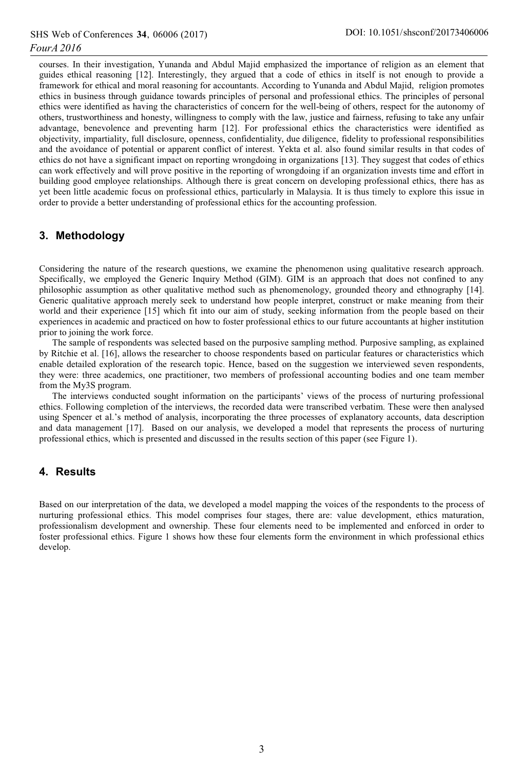courses. In their investigation, Yunanda and Abdul Majid emphasized the importance of religion as an element that guides ethical reasoning [12]. Interestingly, they argued that a code of ethics in itself is not enough to provide a framework for ethical and moral reasoning for accountants. According to Yunanda and Abdul Majid, religion promotes ethics in business through guidance towards principles of personal and professional ethics. The principles of personal ethics were identified as having the characteristics of concern for the well-being of others, respect for the autonomy of others, trustworthiness and honesty, willingness to comply with the law, justice and fairness, refusing to take any unfair advantage, benevolence and preventing harm [12]. For professional ethics the characteristics were identified as objectivity, impartiality, full disclosure, openness, confidentiality, due diligence, fidelity to professional responsibilities and the avoidance of potential or apparent conflict of interest. Yekta et al. also found similar results in that codes of ethics do not have a significant impact on reporting wrongdoing in organizations [13]. They suggest that codes of ethics can work effectively and will prove positive in the reporting of wrongdoing if an organization invests time and effort in building good employee relationships. Although there is great concern on developing professional ethics, there has as yet been little academic focus on professional ethics, particularly in Malaysia. It is thus timely to explore this issue in order to provide a better understanding of professional ethics for the accounting profession.

## 3. Methodology

Considering the nature of the research questions, we examine the phenomenon using qualitative research approach. Specifically, we employed the Generic Inquiry Method (GIM). GIM is an approach that does not confined to any philosophic assumption as other qualitative method such as phenomenology, grounded theory and ethnography [14]. Generic qualitative approach merely seek to understand how people interpret, construct or make meaning from their world and their experience [15] which fit into our aim of study, seeking information from the people based on their experiences in academic and practiced on how to foster professional ethics to our future accountants at higher institution prior to joining the work force.

The sample of respondents was selected based on the purposive sampling method. Purposive sampling, as explained by Ritchie et al. [16], allows the researcher to choose respondents based on particular features or characteristics which enable detailed exploration of the research topic. Hence, based on the suggestion we interviewed seven respondents, they were: three academics, one practitioner, two members of professional accounting bodies and one team member from the My3S program.

The interviews conducted sought information on the participants' views of the process of nurturing professional ethics. Following completion of the interviews, the recorded data were transcribed verbatim. These were then analysed using Spencer et al.'s method of analysis, incorporating the three processes of explanatory accounts, data description and data management [17]. Based on our analysis, we developed a model that represents the process of nurturing professional ethics, which is presented and discussed in the results section of this paper (see Figure 1).

## 4. Results

Based on our interpretation of the data, we developed a model mapping the voices of the respondents to the process of nurturing professional ethics. This model comprises four stages, there are: value development, ethics maturation, professionalism development and ownership. These four elements need to be implemented and enforced in order to foster professional ethics. Figure 1 shows how these four elements form the environment in which professional ethics develop.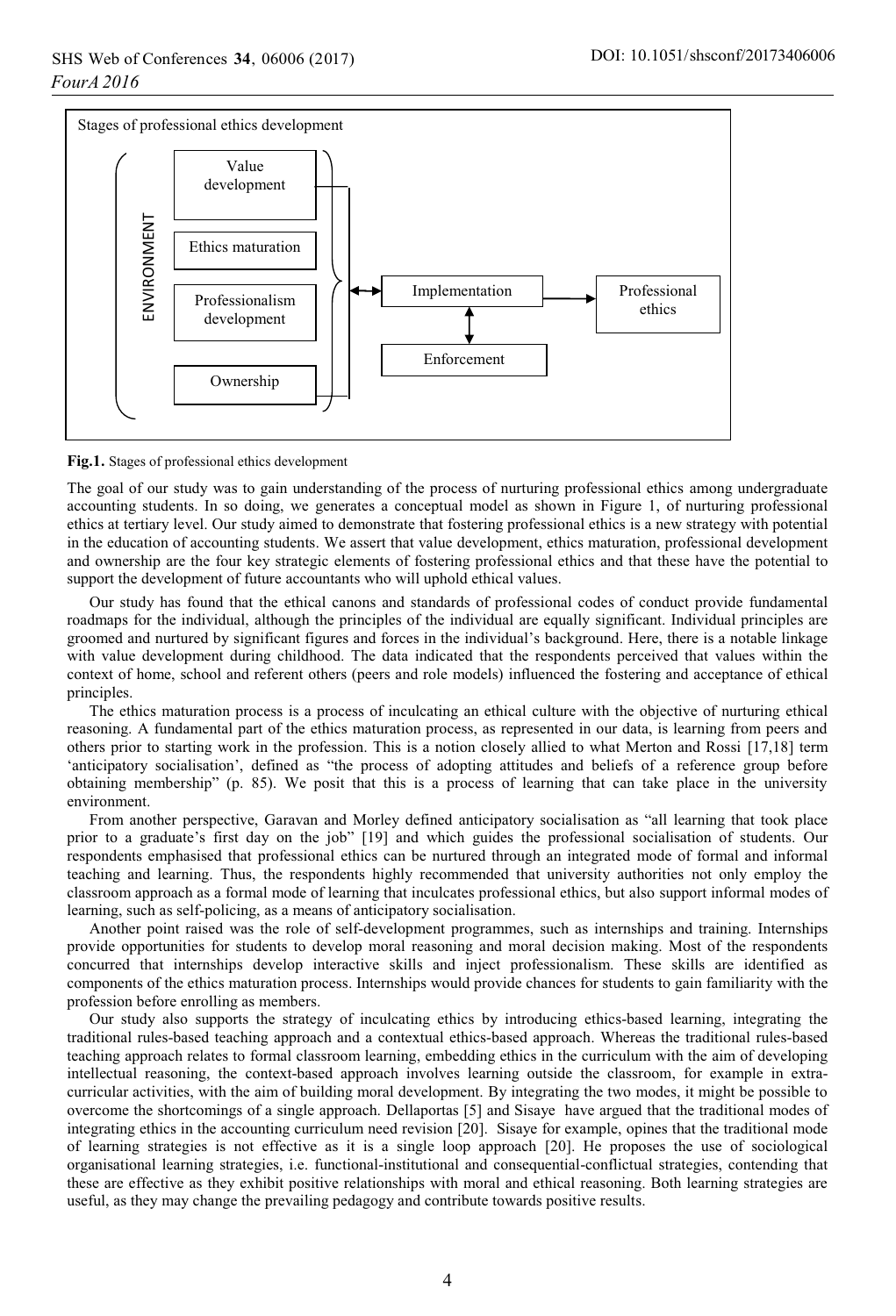Stages of professional ethics development

ENVIRONMENT

Value development

Ethics maturation

Professionalism development

Ownership

Implementation

Enforcement

Professional ethics

**Fig.1.** Stages of professional ethics development

The goal of our study was to gain understanding of the process of nurturing professional ethics among undergraduate accounting students. In so doing, we generates a conceptual model as shown in Figure 1, of nurturing professional ethics at tertiary level. Our study aimed to demonstrate that fostering professional ethics is a new strategy with potential in the education of accounting students. We assert that value development, ethics maturation, professional development and ownership are the four key strategic elements of fostering professional ethics and that these have the potential to support the development of future accountants who will uphold ethical values.

Our study has found that the ethical canons and standards of professional codes of conduct provide fundamental roadmaps for the individual, although the principles of the individual are equally significant. Individual principles are groomed and nurtured by significant figures and forces in the individual's background. Here, there is a notable linkage with value development during childhood. The data indicated that the respondents perceived that values within the context of home, school and referent others (peers and role models) influenced the fostering and acceptance of ethical principles.

The ethics maturation process is a process of inculcating an ethical culture with the objective of nurturing ethical reasoning. A fundamental part of the ethics maturation process, as represented in our data, is learning from peers and others prior to starting work in the profession. This is a notion closely allied to what Merton and Rossi [17,18] term 'anticipatory socialisation', defined as "the process of adopting attitudes and beliefs of a reference group before obtaining membership" (p. 85). We posit that this is a process of learning that can take place in the university environment.

From another perspective, Garavan and Morley defined anticipatory socialisation as "all learning that took place prior to a graduate's first day on the job" [19] and which guides the professional socialisation of students. Our respondents emphasised that professional ethics can be nurtured through an integrated mode of formal and informal teaching and learning. Thus, the respondents highly recommended that university authorities not only employ the classroom approach as a formal mode of learning that inculcates professional ethics, but also support informal modes of learning, such as self-policing, as a means of anticipatory socialisation.

Another point raised was the role of self-development programmes, such as internships and training. Internships provide opportunities for students to develop moral reasoning and moral decision making. Most of the respondents concurred that internships develop interactive skills and inject professionalism. These skills are identified as components of the ethics maturation process. Internships would provide chances for students to gain familiarity with the profession before enrolling as members.

Our study also supports the strategy of inculcating ethics by introducing ethics-based learning, integrating the traditional rules-based teaching approach and a contextual ethics-based approach. Whereas the traditional rules-based teaching approach relates to formal classroom learning, embedding ethics in the curriculum with the aim of developing intellectual reasoning, the context-based approach involves learning outside the classroom, for example in extra-curricular activities, with the aim of building moral development. By integrating the two modes, it might be possible to overcome the shortcomings of a single approach. Dellaportas [5] and Sisaye have argued that the traditional modes of integrating ethics in the accounting curriculum need revision [20]. Sisaye for example, opines that the traditional mode of learning strategies is not effective as it is a single loop approach [20]. He proposes the use of sociological organisational learning strategies, i.e. functional-institutional and consequential-conflictual strategies, contending that these are effective as they exhibit positive relationships with moral and ethical reasoning. Both learning strategies are useful, as they may change the prevailing pedagogy and contribute towards positive results.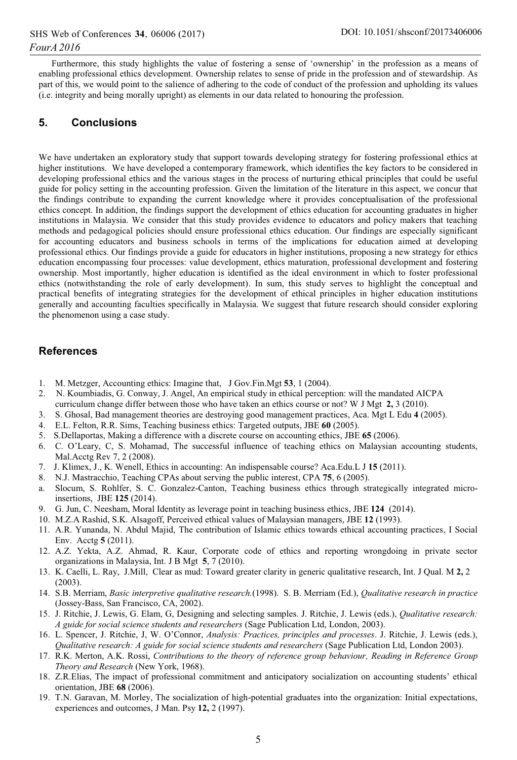Furthermore, this study highlights the value of fostering a sense of 'ownership' in the profession as a means of enabling professional ethics development. Ownership relates to sense of pride in the profession and of stewardship. As part of this, we would point to the salience of adhering to the code of conduct of the profession and upholding its values (i.e. integrity and being morally upright) as elements in our data related to honouring the profession.

## 5. Conclusions

We have undertaken an exploratory study that support towards developing strategy for fostering professional ethics at higher institutions. We have developed a contemporary framework, which identifies the key factors to be considered in developing professional ethics and the various stages in the process of nurturing ethical principles that could be useful guide for policy setting in the accounting profession. Given the limitation of the literature in this aspect, we concur that the findings contribute to expanding the current knowledge where it provides conceptualisation of the professional ethics concept. In addition, the findings support the development of ethics education for accounting graduates in higher institutions in Malaysia. We consider that this study provides evidence to educators and policy makers that teaching methods and pedagogical policies should ensure professional ethics education. Our findings are especially significant for accounting educators and business schools in terms of the implications for education aimed at developing professional ethics. Our findings provide a guide for educators in higher institutions, proposing a new strategy for ethics education encompassing four processes: value development, ethics maturation, professional development and fostering ownership. Most importantly, higher education is identified as the ideal environment in which to foster professional ethics (notwithstanding the role of early development). In sum, this study serves to highlight the conceptual and practical benefits of integrating strategies for the development of ethical principles in higher education institutions generally and accounting faculties specifically in Malaysia. We suggest that future research should consider exploring the phenomenon using a case study.

## References

1. M. Metzger, Accounting ethics: Imagine that, J Gov.Fin.Mgt **53**, 1 (2004).
2. N. Koumbiadis, G. Conway, J. Angel, An empirical study in ethical perception: will the mandated AICPA curriculum change differ between those who have taken an ethics course or not? W J Mgt **2,** 3 (2010).
3. S. Ghosal, Bad management theories are destroying good management practices, Aca. Mgt L Edu **4** (2005).
4. E.L. Felton, R.R. Sims, Teaching business ethics: Targeted outputs, JBE **60** (2005).
5. S.Dellaportas, Making a difference with a discrete course on accounting ethics, JBE **65** (2006).
6. C. O'Leary, C, S. Mohamad, The successful influence of teaching ethics on Malaysian accounting students, Mal.Acctg Rev 7, 2 (2008).
7. J. Klimex, J., K. Wenell, Ethics in accounting: An indispensable course? Aca.Edu.L J **15** (2011).
8. N.J. Mastracchio, Teaching CPAs about serving the public interest, CPA **75**, 6 (2005).

a. Slocum, S. Rohlfer, S. C. Gonzalez-Canton, Teaching business ethics through strategically integrated micro-insertions, JBE **125** (2014).

9. G. Jun, C. Neesham, Moral Identity as leverage point in teaching business ethics, JBE **124** (2014).
10. M.Z.A Rashid, S.K. Alsagoff, Perceived ethical values of Malaysian managers, JBE **12** (1993).
11. A.R. Yunanda, N. Abdul Majid, The contribution of Islamic ethics towards ethical accounting practices, I Social Env. Acctg **5** (2011).
12. A.Z. Yekta, A.Z. Ahmad, R. Kaur, Corporate code of ethics and reporting wrongdoing in private sector organizations in Malaysia, Int. J B Mgt **5**, 7 (2010).
13. K. Caelli, L. Ray, J.Mill, Clear as mud: Toward greater clarity in generic qualitative research, Int. J Qual. M **2,** 2 (2003).
14. S.B. Merriam, *Basic interpretive qualitative research.*(1998). S. B. Merriam (Ed.), *Qualitative research in practice* (Jossey-Bass, San Francisco, CA, 2002).
15. J. Ritchie, J. Lewis, G. Elam, G, Designing and selecting samples. J. Ritchie, J. Lewis (eds.), *Qualitative research: A guide for social science students and researchers* (Sage Publication Ltd, London, 2003).
16. L. Spencer, J. Ritchie, J, W. O'Connor, *Analysis: Practices, principles and processes*. J. Ritchie, J. Lewis (eds.), *Qualitative research: A guide for social science students and researchers* (Sage Publication Ltd, London 2003).
17. R.K. Merton, A.K. Rossi, *Contributions to the theory of reference group behaviour, Reading in Reference Group Theory and Research* (New York, 1968).
18. Z.R.Elias, The impact of professional commitment and anticipatory socialization on accounting students' ethical orientation, JBE **68** (2006).
19. T.N. Garavan, M. Morley, The socialization of high-potential graduates into the organization: Initial expectations, experiences and outcomes, J Man. Psy **12,** 2 (1997).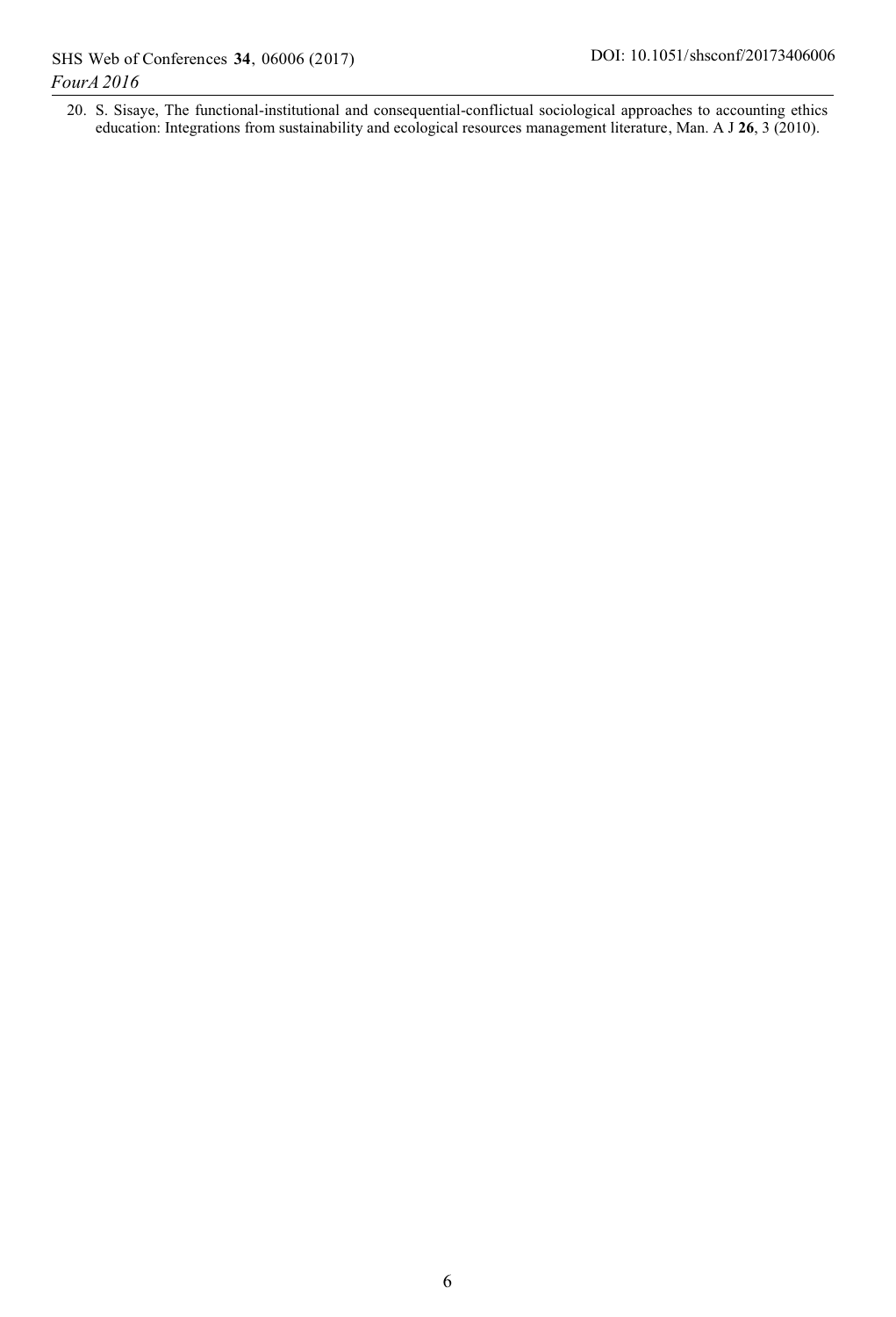20. S. Sisaye, The functional-institutional and consequential-conflictual sociological approaches to accounting ethics education: Integrations from sustainability and ecological resources management literature, Man. A J **26**, 3 (2010).